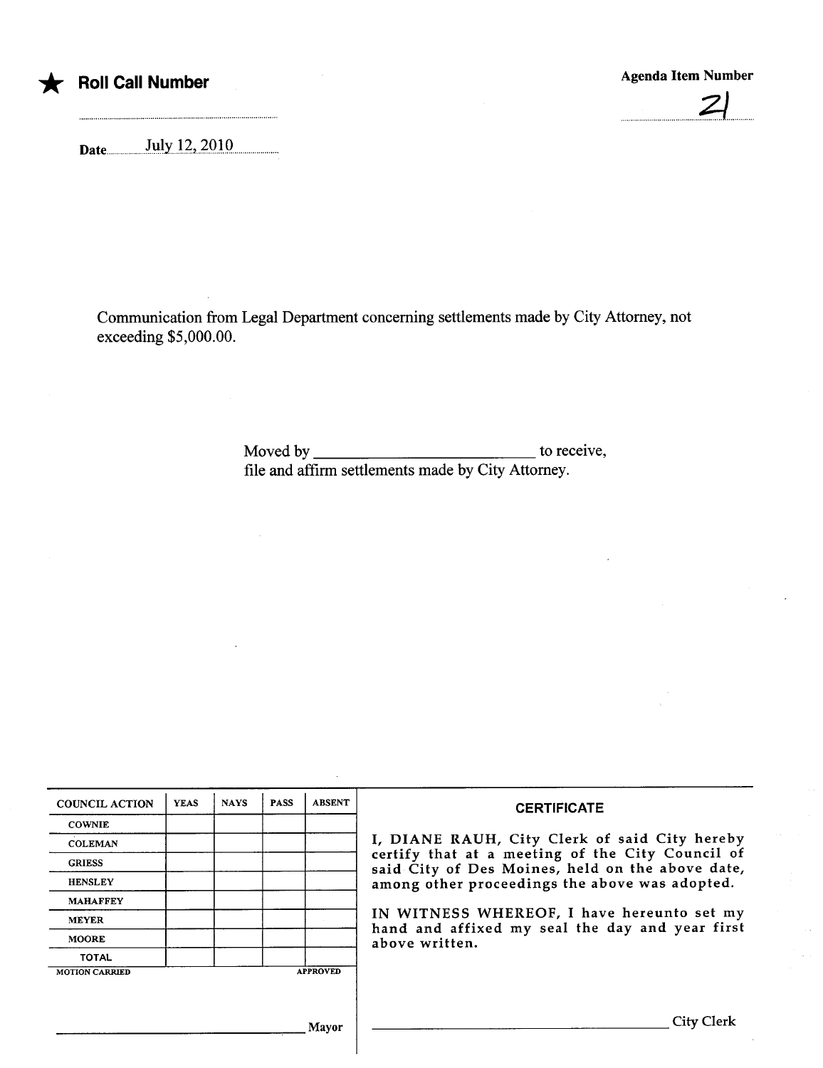★ **Roll Call Number**

**Agenda Item Number**

21

Date July 12, 2010

Communication from Legal Department concerning settlements made by City Attorney, not exceeding $5,000.00.

Moved by \_\_\_\_\_\_\_\_\_\_\_\_\_\_\_\_\_\_\_\_\_\_\_\_\_\_ to receive, file and affirm settlements made by City Attorney.

| COUNCIL ACTION | YEAS | NAYS | PASS | ABSENT |
|---|---|---|---|---|
| COWNIE | | | | |
| COLEMAN | | | | |
| GRIESS | | | | |
| HENSLEY | | | | |
| MAHAFFEY | | | | |
| MEYER | | | | |
| MOORE | | | | |
| TOTAL | | | | |

MOTION CARRIED APPROVED

\_\_\_\_\_\_\_\_\_\_\_\_\_\_\_\_\_\_\_\_\_\_\_\_\_\_\_\_\_\_ Mayor

**CERTIFICATE**

I, DIANE RAUH, City Clerk of said City hereby certify that at a meeting of the City Council of said City of Des Moines, held on the above date, among other proceedings the above was adopted.

IN WITNESS WHEREOF, I have hereunto set my hand and affixed my seal the day and year first above written.

\_\_\_\_\_\_\_\_\_\_\_\_\_\_\_\_\_\_\_\_\_\_\_\_\_\_\_\_\_\_ City Clerk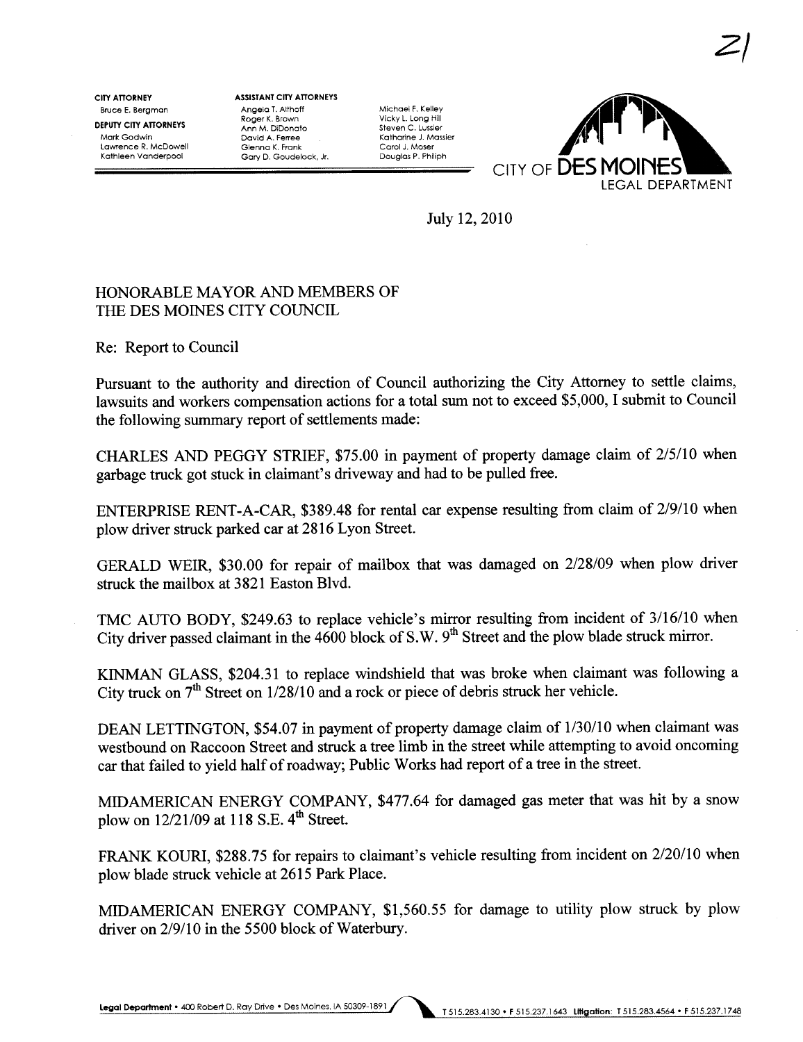21

**CITY ATTORNEY**
Bruce E. Bergman

**DEPUTY CITY ATTORNEYS**
Mark Godwin
Lawrence R. McDowell
Kathleen Vanderpool

**ASSISTANT CITY ATTORNEYS**
Angela T. Althoff
Roger K. Brown
Ann M. DiDonato
David A. Ferree
Glenna K. Frank
Gary D. Goudelock, Jr.
Michael F. Kelley
Vicky L. Long Hill
Steven C. Lussier
Katharine J. Massier
Carol J. Moser
Douglas P. Philiph

CITY OF DES MOINES
LEGAL DEPARTMENT

July 12, 2010

HONORABLE MAYOR AND MEMBERS OF
THE DES MOINES CITY COUNCIL

Re: Report to Council

Pursuant to the authority and direction of Council authorizing the City Attorney to settle claims, lawsuits and workers compensation actions for a total sum not to exceed $5,000, I submit to Council the following summary report of settlements made:

CHARLES AND PEGGY STRIEF, $75.00 in payment of property damage claim of 2/5/10 when garbage truck got stuck in claimant's driveway and had to be pulled free.

ENTERPRISE RENT-A-CAR, $389.48 for rental car expense resulting from claim of 2/9/10 when plow driver struck parked car at 2816 Lyon Street.

GERALD WEIR, $30.00 for repair of mailbox that was damaged on 2/28/09 when plow driver struck the mailbox at 3821 Easton Blvd.

TMC AUTO BODY, $249.63 to replace vehicle's mirror resulting from incident of 3/16/10 when City driver passed claimant in the 4600 block of S.W. 9th Street and the plow blade struck mirror.

KINMAN GLASS, $204.31 to replace windshield that was broke when claimant was following a City truck on 7th Street on 1/28/10 and a rock or piece of debris struck her vehicle.

DEAN LETTINGTON, $54.07 in payment of property damage claim of 1/30/10 when claimant was westbound on Raccoon Street and struck a tree limb in the street while attempting to avoid oncoming car that failed to yield half of roadway; Public Works had report of a tree in the street.

MIDAMERICAN ENERGY COMPANY, $477.64 for damaged gas meter that was hit by a snow plow on 12/21/09 at 118 S.E. 4th Street.

FRANK KOURI, $288.75 for repairs to claimant's vehicle resulting from incident on 2/20/10 when plow blade struck vehicle at 2615 Park Place.

MIDAMERICAN ENERGY COMPANY, $1,560.55 for damage to utility plow struck by plow driver on 2/9/10 in the 5500 block of Waterbury.

Legal Department • 400 Robert D. Ray Drive • Des Moines, IA 50309-1891 T 515.283.4130 • F 515.237.1643 Litigation: T 515.283.4564 • F 515.237.1748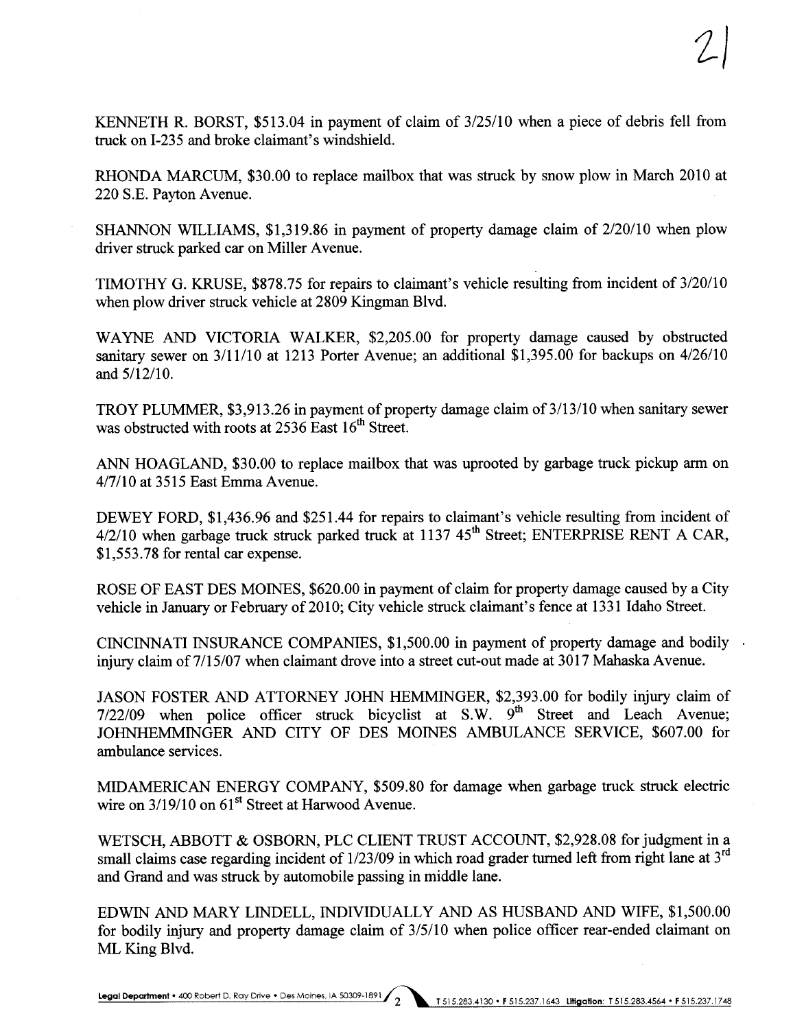KENNETH R. BORST, $513.04 in payment of claim of 3/25/10 when a piece of debris fell from truck on I-235 and broke claimant's windshield.

RHONDA MARCUM, $30.00 to replace mailbox that was struck by snow plow in March 2010 at 220 S.E. Payton Avenue.

SHANNON WILLIAMS, $1,319.86 in payment of property damage claim of 2/20/10 when plow driver struck parked car on Miller Avenue.

TIMOTHY G. KRUSE, $878.75 for repairs to claimant's vehicle resulting from incident of 3/20/10 when plow driver struck vehicle at 2809 Kingman Blvd.

WAYNE AND VICTORIA WALKER, $2,205.00 for property damage caused by obstructed sanitary sewer on 3/11/10 at 1213 Porter Avenue; an additional $1,395.00 for backups on 4/26/10 and 5/12/10.

TROY PLUMMER, $3,913.26 in payment of property damage claim of 3/13/10 when sanitary sewer was obstructed with roots at 2536 East 16th Street.

ANN HOAGLAND, $30.00 to replace mailbox that was uprooted by garbage truck pickup arm on 4/7/10 at 3515 East Emma Avenue.

DEWEY FORD, $1,436.96 and $251.44 for repairs to claimant's vehicle resulting from incident of 4/2/10 when garbage truck struck parked truck at 1137 45th Street; ENTERPRISE RENT A CAR, $1,553.78 for rental car expense.

ROSE OF EAST DES MOINES, $620.00 in payment of claim for property damage caused by a City vehicle in January or February of 2010; City vehicle struck claimant's fence at 1331 Idaho Street.

CINCINNATI INSURANCE COMPANIES, $1,500.00 in payment of property damage and bodily injury claim of 7/15/07 when claimant drove into a street cut-out made at 3017 Mahaska Avenue.

JASON FOSTER AND ATTORNEY JOHN HEMMINGER, $2,393.00 for bodily injury claim of 7/22/09 when police officer struck bicyclist at S.W. 9th Street and Leach Avenue; JOHNHEMMINGER AND CITY OF DES MOINES AMBULANCE SERVICE, $607.00 for ambulance services.

MIDAMERICAN ENERGY COMPANY, $509.80 for damage when garbage truck struck electric wire on 3/19/10 on 61st Street at Harwood Avenue.

WETSCH, ABBOTT & OSBORN, PLC CLIENT TRUST ACCOUNT, $2,928.08 for judgment in a small claims case regarding incident of 1/23/09 in which road grader turned left from right lane at 3rd and Grand and was struck by automobile passing in middle lane.

EDWIN AND MARY LINDELL, INDIVIDUALLY AND AS HUSBAND AND WIFE, $1,500.00 for bodily injury and property damage claim of 3/5/10 when police officer rear-ended claimant on ML King Blvd.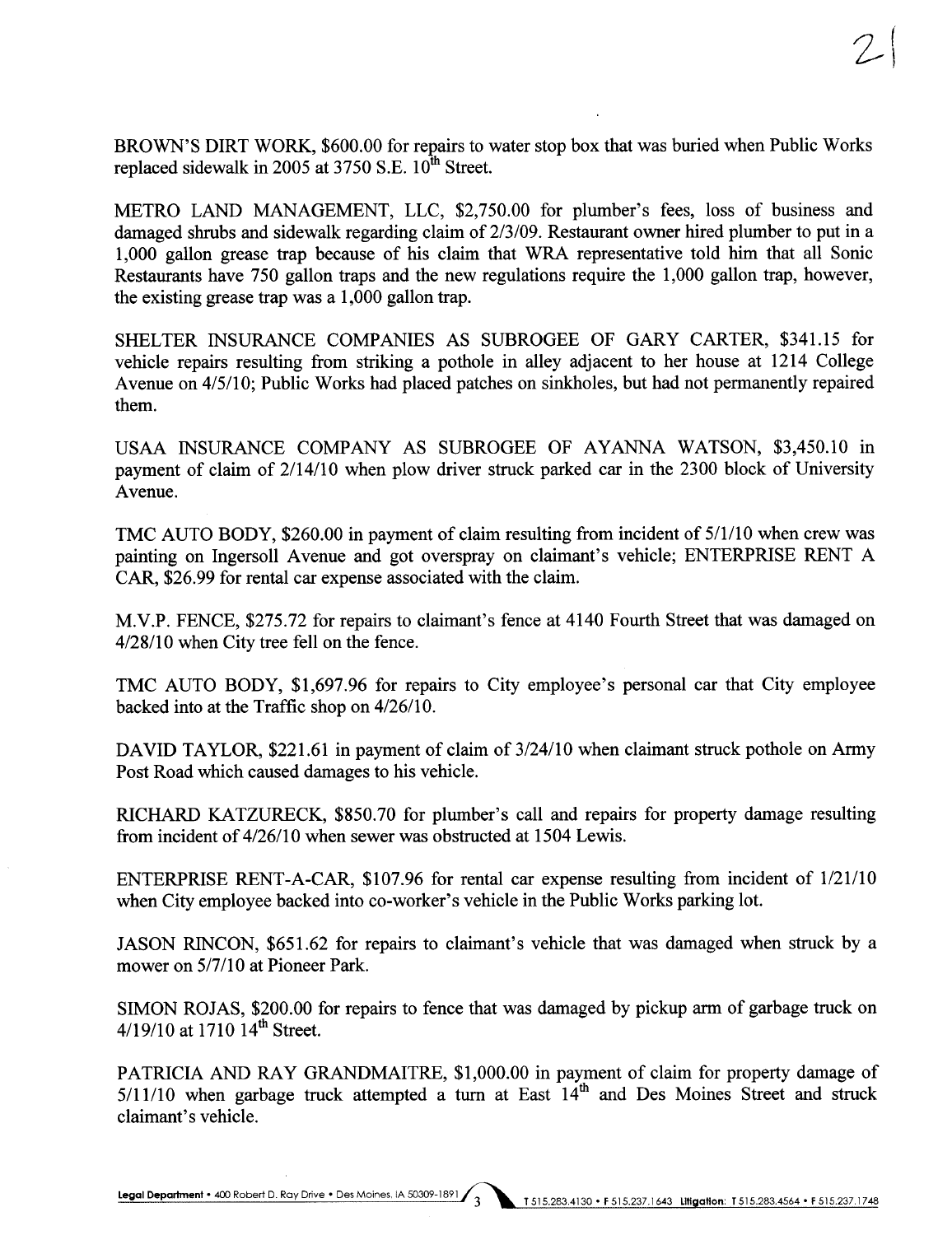BROWN'S DIRT WORK, $600.00 for repairs to water stop box that was buried when Public Works replaced sidewalk in 2005 at 3750 S.E. 10th Street.

METRO LAND MANAGEMENT, LLC, $2,750.00 for plumber's fees, loss of business and damaged shrubs and sidewalk regarding claim of 2/3/09. Restaurant owner hired plumber to put in a 1,000 gallon grease trap because of his claim that WRA representative told him that all Sonic Restaurants have 750 gallon traps and the new regulations require the 1,000 gallon trap, however, the existing grease trap was a 1,000 gallon trap.

SHELTER INSURANCE COMPANIES AS SUBROGEE OF GARY CARTER, $341.15 for vehicle repairs resulting from striking a pothole in alley adjacent to her house at 1214 College Avenue on 4/5/10; Public Works had placed patches on sinkholes, but had not permanently repaired them.

USAA INSURANCE COMPANY AS SUBROGEE OF AYANNA WATSON, $3,450.10 in payment of claim of 2/14/10 when plow driver struck parked car in the 2300 block of University Avenue.

TMC AUTO BODY, $260.00 in payment of claim resulting from incident of 5/1/10 when crew was painting on Ingersoll Avenue and got overspray on claimant's vehicle; ENTERPRISE RENT A CAR, $26.99 for rental car expense associated with the claim.

M.V.P. FENCE, $275.72 for repairs to claimant's fence at 4140 Fourth Street that was damaged on 4/28/10 when City tree fell on the fence.

TMC AUTO BODY, $1,697.96 for repairs to City employee's personal car that City employee backed into at the Traffic shop on 4/26/10.

DAVID TAYLOR, $221.61 in payment of claim of 3/24/10 when claimant struck pothole on Army Post Road which caused damages to his vehicle.

RICHARD KATZURECK, $850.70 for plumber's call and repairs for property damage resulting from incident of 4/26/10 when sewer was obstructed at 1504 Lewis.

ENTERPRISE RENT-A-CAR, $107.96 for rental car expense resulting from incident of 1/21/10 when City employee backed into co-worker's vehicle in the Public Works parking lot.

JASON RINCON, $651.62 for repairs to claimant's vehicle that was damaged when struck by a mower on 5/7/10 at Pioneer Park.

SIMON ROJAS, $200.00 for repairs to fence that was damaged by pickup arm of garbage truck on 4/19/10 at 1710 14th Street.

PATRICIA AND RAY GRANDMAITRE, $1,000.00 in payment of claim for property damage of 5/11/10 when garbage truck attempted a turn at East 14th and Des Moines Street and struck claimant's vehicle.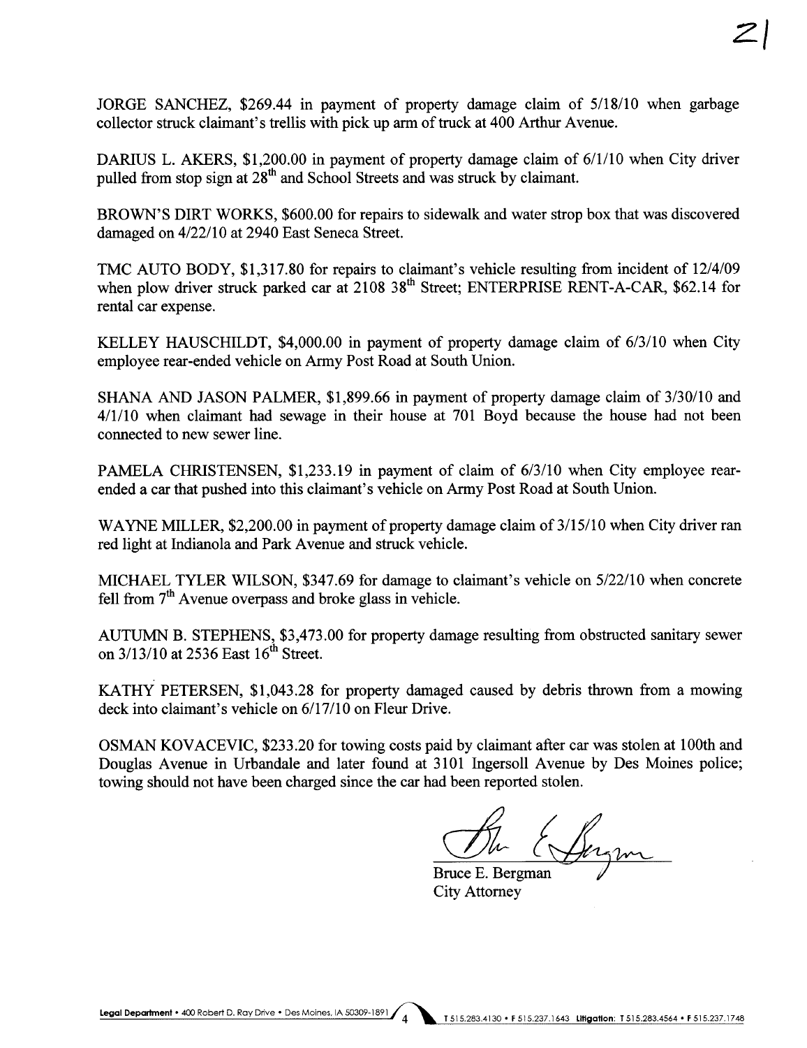21

JORGE SANCHEZ, $269.44 in payment of property damage claim of 5/18/10 when garbage collector struck claimant's trellis with pick up arm of truck at 400 Arthur Avenue.

DARIUS L. AKERS, $1,200.00 in payment of property damage claim of 6/1/10 when City driver pulled from stop sign at 28th and School Streets and was struck by claimant.

BROWN'S DIRT WORKS, $600.00 for repairs to sidewalk and water strop box that was discovered damaged on 4/22/10 at 2940 East Seneca Street.

TMC AUTO BODY, $1,317.80 for repairs to claimant's vehicle resulting from incident of 12/4/09 when plow driver struck parked car at 2108 38th Street; ENTERPRISE RENT-A-CAR, $62.14 for rental car expense.

KELLEY HAUSCHILDT, $4,000.00 in payment of property damage claim of 6/3/10 when City employee rear-ended vehicle on Army Post Road at South Union.

SHANA AND JASON PALMER, $1,899.66 in payment of property damage claim of 3/30/10 and 4/1/10 when claimant had sewage in their house at 701 Boyd because the house had not been connected to new sewer line.

PAMELA CHRISTENSEN, $1,233.19 in payment of claim of 6/3/10 when City employee rear-ended a car that pushed into this claimant's vehicle on Army Post Road at South Union.

WAYNE MILLER, $2,200.00 in payment of property damage claim of 3/15/10 when City driver ran red light at Indianola and Park Avenue and struck vehicle.

MICHAEL TYLER WILSON, $347.69 for damage to claimant's vehicle on 5/22/10 when concrete fell from 7th Avenue overpass and broke glass in vehicle.

AUTUMN B. STEPHENS, $3,473.00 for property damage resulting from obstructed sanitary sewer on 3/13/10 at 2536 East 16th Street.

KATHY PETERSEN, $1,043.28 for property damaged caused by debris thrown from a mowing deck into claimant's vehicle on 6/17/10 on Fleur Drive.

OSMAN KOVACEVIC, $233.20 for towing costs paid by claimant after car was stolen at 100th and Douglas Avenue in Urbandale and later found at 3101 Ingersoll Avenue by Des Moines police; towing should not have been charged since the car had been reported stolen.

Bruce E. Bergman
City Attorney

Legal Department • 400 Robert D. Ray Drive • Des Moines, IA 50309-1891 T 515.283.4130 • F 515.237.1643 Litigation: T 515.283.4564 • F 515.237.1748